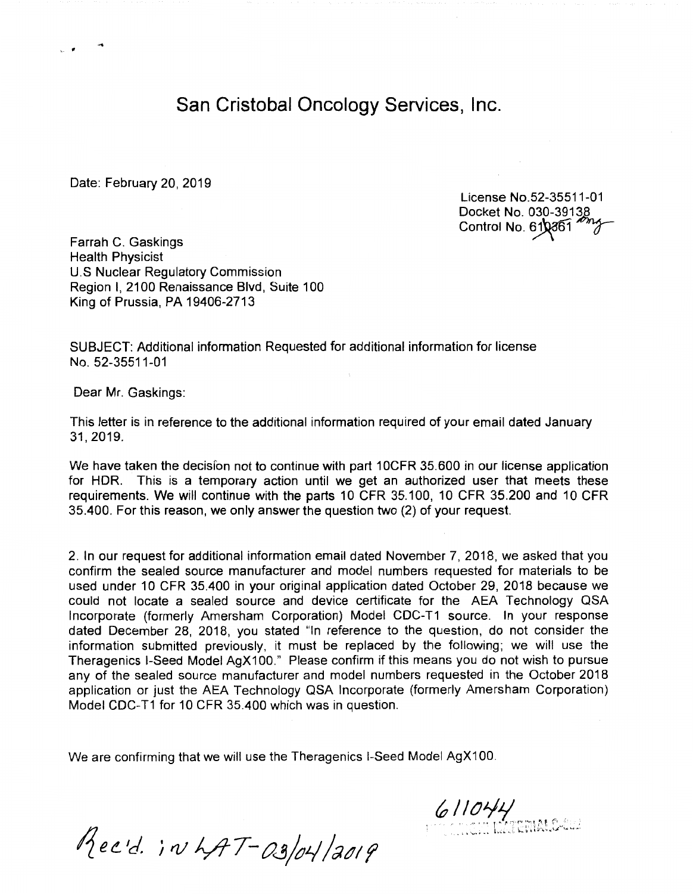# San Cristobal Oncology Services, Inc.

Date: February 20, 2019

License No.52-35511-01
Docket No. 030-39138
Control No. 610361

Farrah C. Gaskings
Health Physicist
U.S Nuclear Regulatory Commission
Region I, 2100 Renaissance Blvd, Suite 100
King of Prussia, PA 19406-2713

SUBJECT: Additional information Requested for additional information for license No. 52-35511-01

Dear Mr. Gaskings:

This letter is in reference to the additional information required of your email dated January 31, 2019.

We have taken the decision not to continue with part 10CFR 35.600 in our license application for HDR. This is a temporary action until we get an authorized user that meets these requirements. We will continue with the parts 10 CFR 35.100, 10 CFR 35.200 and 10 CFR 35.400. For this reason, we only answer the question two (2) of your request.

2. In our request for additional information email dated November 7, 2018, we asked that you confirm the sealed source manufacturer and model numbers requested for materials to be used under 10 CFR 35.400 in your original application dated October 29, 2018 because we could not locate a sealed source and device certificate for the AEA Technology QSA Incorporate (formerly Amersham Corporation) Model CDC-T1 source. In your response dated December 28, 2018, you stated "In reference to the question, do not consider the information submitted previously, it must be replaced by the following; we will use the Theragenics I-Seed Model AgX100." Please confirm if this means you do not wish to pursue any of the sealed source manufacturer and model numbers requested in the October 2018 application or just the AEA Technology QSA Incorporate (formerly Amersham Corporation) Model CDC-T1 for 10 CFR 35.400 which was in question.

We are confirming that we will use the Theragenics I-Seed Model AgX100.

Rec'd. in LAT-03/04/2019

611044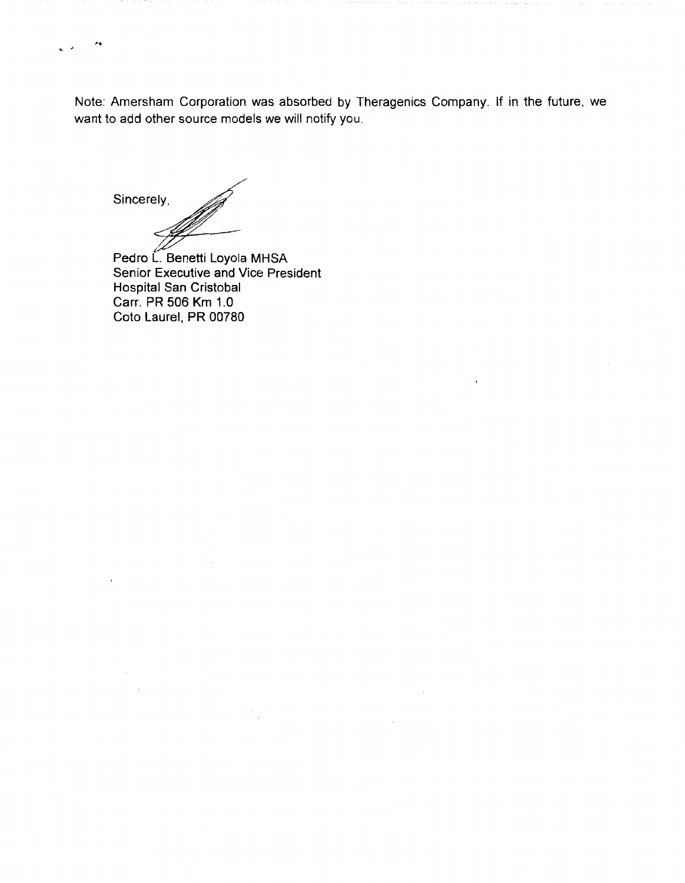Note: Amersham Corporation was absorbed by Theragenics Company. If in the future, we want to add other source models we will notify you.

Sincerely,

Pedro L. Benetti Loyola MHSA
Senior Executive and Vice President
Hospital San Cristobal
Carr. PR 506 Km 1.0
Coto Laurel, PR 00780